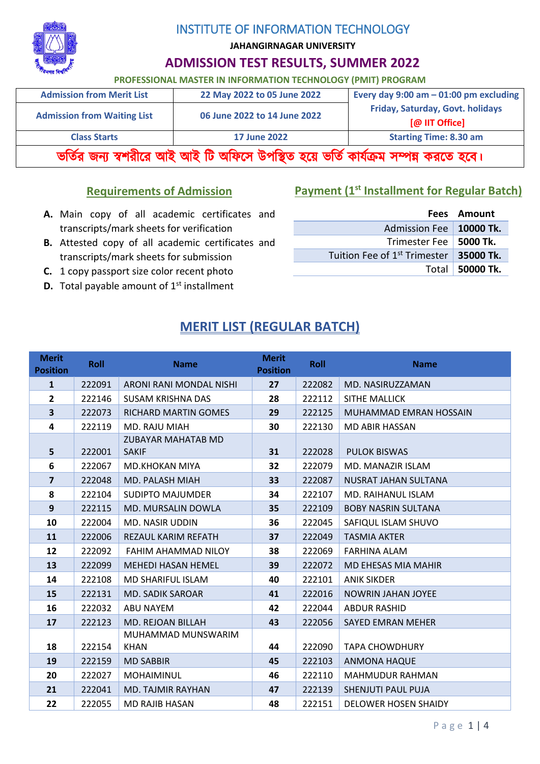# INSTITUTE OF INFORMATION TECHNOLOGY

**JAHANGIRNAGAR UNIVERSITY**

## ADMISSION TEST RESULTS, SUMMER 2022

**PROFESSIONAL MASTER IN INFORMATION TECHNOLOGY (PMIT) PROGRAM**

| Admission from Merit List | 22 May 2022 to 05 June 2022 | Every day 9:00 am – 01:00 pm excluding Friday, Saturday, Govt. holidays [@ IIT Office] |
|---|---|---|
| Admission from Waiting List | 06 June 2022 to 14 June 2022 | |
| Class Starts | 17 June 2022 | Starting Time: 8.30 am |

**ভর্তির জন্য স্বশরীরে আই আই টি অফিসে উপস্থিত হয়ে ভর্তি কার্যক্রম সম্পন্ন করতে হবে।**

### Requirements of Admission

A. Main copy of all academic certificates and transcripts/mark sheets for verification
B. Attested copy of all academic certificates and transcripts/mark sheets for submission
C. 1 copy passport size color recent photo
D. Total payable amount of 1st installment

### Payment (1st Installment for Regular Batch)

| Fees | Amount |
|---|---|
| Admission Fee | **10000 Tk.** |
| Trimester Fee | **5000 Tk.** |
| Tuition Fee of 1st Trimester | **35000 Tk.** |
| Total | **50000 Tk.** |

## MERIT LIST (REGULAR BATCH)

| Merit Position | Roll | Name | Merit Position | Roll | Name |
|---|---|---|---|---|---|
| **1** | 222091 | ARONI RANI MONDAL NISHI | **27** | 222082 | MD. NASIRUZZAMAN |
| **2** | 222146 | SUSAM KRISHNA DAS | **28** | 222112 | SITHE MALLICK |
| **3** | 222073 | RICHARD MARTIN GOMES | **29** | 222125 | MUHAMMAD EMRAN HOSSAIN |
| **4** | 222119 | MD. RAJU MIAH | **30** | 222130 | MD ABIR HASSAN |
| **5** | 222001 | ZUBAYAR MAHATAB MD SAKIF | **31** | 222028 | PULOK BISWAS |
| **6** | 222067 | MD.KHOKAN MIYA | **32** | 222079 | MD. MANAZIR ISLAM |
| **7** | 222048 | MD. PALASH MIAH | **33** | 222087 | NUSRAT JAHAN SULTANA |
| **8** | 222104 | SUDIPTO MAJUMDER | **34** | 222107 | MD. RAIHANUL ISLAM |
| **9** | 222115 | MD. MURSALIN DOWLA | **35** | 222109 | BOBY NASRIN SULTANA |
| **10** | 222004 | MD. NASIR UDDIN | **36** | 222045 | SAFIQUL ISLAM SHUVO |
| **11** | 222006 | REZAUL KARIM REFATH | **37** | 222049 | TASMIA AKTER |
| **12** | 222092 | FAHIM AHAMMAD NILOY | **38** | 222069 | FARHINA ALAM |
| **13** | 222099 | MEHEDI HASAN HEMEL | **39** | 222072 | MD EHESAS MIA MAHIR |
| **14** | 222108 | MD SHARIFUL ISLAM | **40** | 222101 | ANIK SIKDER |
| **15** | 222131 | MD. SADIK SAROAR | **41** | 222016 | NOWRIN JAHAN JOYEE |
| **16** | 222032 | ABU NAYEM | **42** | 222044 | ABDUR RASHID |
| **17** | 222123 | MD. REJOAN BILLAH | **43** | 222056 | SAYED EMRAN MEHER |
| **18** | 222154 | MUHAMMAD MUNSWARIM KHAN | **44** | 222090 | TAPA CHOWDHURY |
| **19** | 222159 | MD SABBIR | **45** | 222103 | ANMONA HAQUE |
| **20** | 222027 | MOHAIMINUL | **46** | 222110 | MAHMUDUR RAHMAN |
| **21** | 222041 | MD. TAJMIR RAYHAN | **47** | 222139 | SHENJUTI PAUL PUJA |
| **22** | 222055 | MD RAJIB HASAN | **48** | 222151 | DELOWER HOSEN SHAIDY |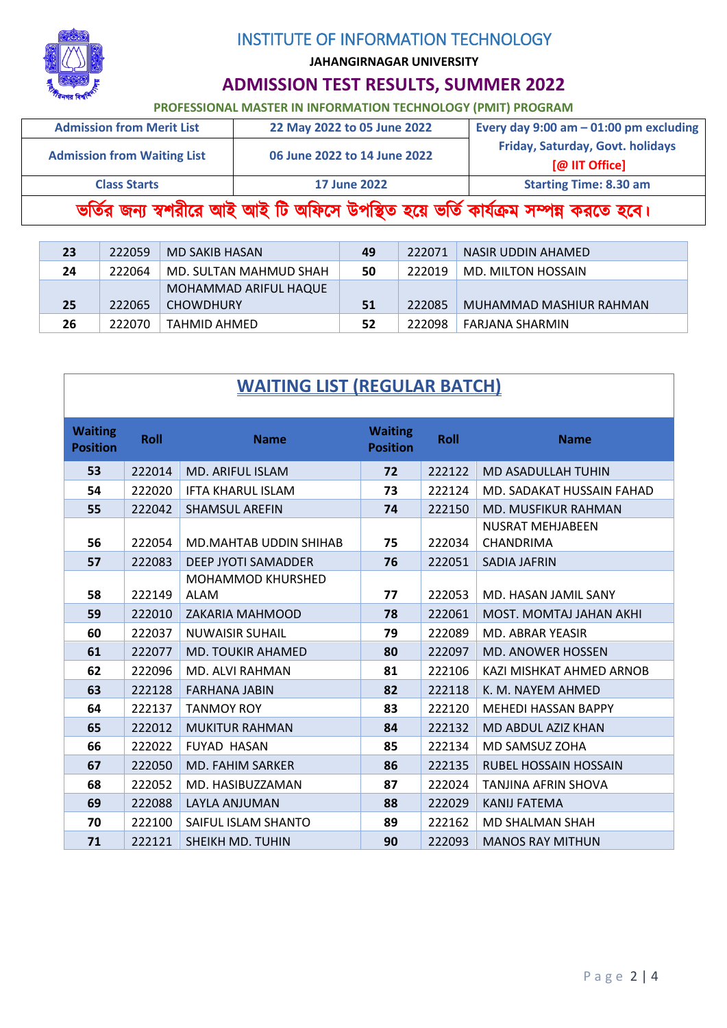# INSTITUTE OF INFORMATION TECHNOLOGY

**JAHANGIRNAGAR UNIVERSITY**

## ADMISSION TEST RESULTS, SUMMER 2022

**PROFESSIONAL MASTER IN INFORMATION TECHNOLOGY (PMIT) PROGRAM**

| Admission from Merit List | 22 May 2022 to 05 June 2022 | Every day 9:00 am – 01:00 pm excluding Friday, Saturday, Govt. holidays [@ IIT Office] |
|---|---|---|
| Admission from Waiting List | 06 June 2022 to 14 June 2022 | |
| Class Starts | 17 June 2022 | Starting Time: 8.30 am |

**ভর্তির জন্য স্বশরীরে আই আই টি অফিসে উপস্থিত হয়ে ভর্তি কার্যক্রম সম্পন্ন করতে হবে।**

| | | | | | |
|---|---|---|---|---|---|
| 23 | 222059 | MD SAKIB HASAN | 49 | 222071 | NASIR UDDIN AHAMED |
| 24 | 222064 | MD. SULTAN MAHMUD SHAH | 50 | 222019 | MD. MILTON HOSSAIN |
| 25 | 222065 | MOHAMMAD ARIFUL HAQUE CHOWDHURY | 51 | 222085 | MUHAMMAD MASHIUR RAHMAN |
| 26 | 222070 | TAHMID AHMED | 52 | 222098 | FARJANA SHARMIN |

## WAITING LIST (REGULAR BATCH)

| Waiting Position | Roll | Name | Waiting Position | Roll | Name |
|---|---|---|---|---|---|
| 53 | 222014 | MD. ARIFUL ISLAM | 72 | 222122 | MD ASADULLAH TUHIN |
| 54 | 222020 | IFTA KHARUL ISLAM | 73 | 222124 | MD. SADAKAT HUSSAIN FAHAD |
| 55 | 222042 | SHAMSUL AREFIN | 74 | 222150 | MD. MUSFIKUR RAHMAN |
| 56 | 222054 | MD.MAHTAB UDDIN SHIHAB | 75 | 222034 | NUSRAT MEHJABEEN CHANDRIMA |
| 57 | 222083 | DEEP JYOTI SAMADDER | 76 | 222051 | SADIA JAFRIN |
| 58 | 222149 | MOHAMMOD KHURSHED ALAM | 77 | 222053 | MD. HASAN JAMIL SANY |
| 59 | 222010 | ZAKARIA MAHMOOD | 78 | 222061 | MOST. MOMTAJ JAHAN AKHI |
| 60 | 222037 | NUWAISIR SUHAIL | 79 | 222089 | MD. ABRAR YEASIR |
| 61 | 222077 | MD. TOUKIR AHAMED | 80 | 222097 | MD. ANOWER HOSSEN |
| 62 | 222096 | MD. ALVI RAHMAN | 81 | 222106 | KAZI MISHKAT AHMED ARNOB |
| 63 | 222128 | FARHANA JABIN | 82 | 222118 | K. M. NAYEM AHMED |
| 64 | 222137 | TANMOY ROY | 83 | 222120 | MEHEDI HASSAN BAPPY |
| 65 | 222012 | MUKITUR RAHMAN | 84 | 222132 | MD ABDUL AZIZ KHAN |
| 66 | 222022 | FUYAD HASAN | 85 | 222134 | MD SAMSUZ ZOHA |
| 67 | 222050 | MD. FAHIM SARKER | 86 | 222135 | RUBEL HOSSAIN HOSSAIN |
| 68 | 222052 | MD. HASIBUZZAMAN | 87 | 222024 | TANJINA AFRIN SHOVA |
| 69 | 222088 | LAYLA ANJUMAN | 88 | 222029 | KANIJ FATEMA |
| 70 | 222100 | SAIFUL ISLAM SHANTO | 89 | 222162 | MD SHALMAN SHAH |
| 71 | 222121 | SHEIKH MD. TUHIN | 90 | 222093 | MANOS RAY MITHUN |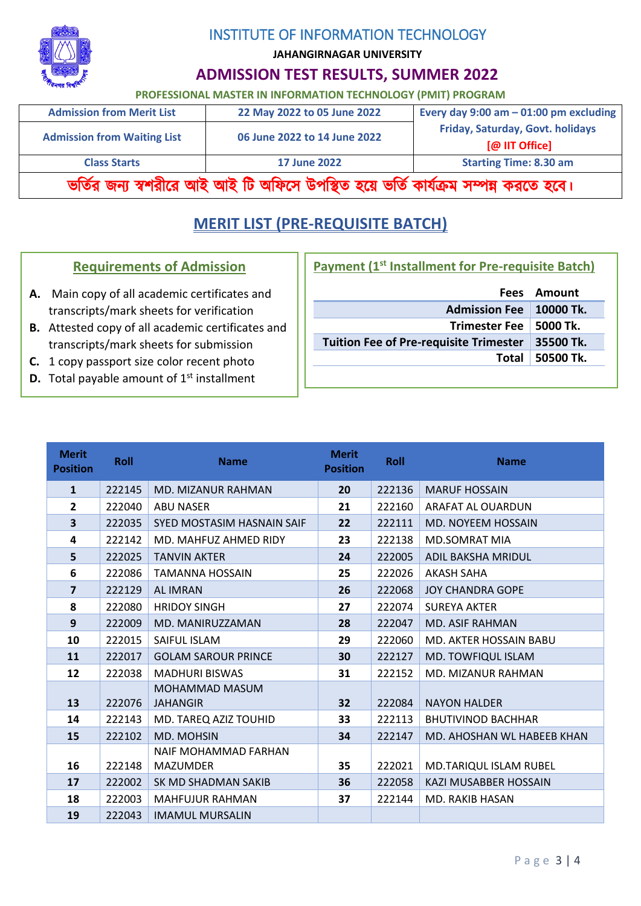# INSTITUTE OF INFORMATION TECHNOLOGY

**JAHANGIRNAGAR UNIVERSITY**

## ADMISSION TEST RESULTS, SUMMER 2022

**PROFESSIONAL MASTER IN INFORMATION TECHNOLOGY (PMIT) PROGRAM**

| | | |
|---|---|---|
| Admission from Merit List | 22 May 2022 to 05 June 2022 | Every day 9:00 am – 01:00 pm excluding Friday, Saturday, Govt. holidays [@ IIT Office] |
| Admission from Waiting List | 06 June 2022 to 14 June 2022 | |
| Class Starts | 17 June 2022 | Starting Time: 8.30 am |

**ভর্তির জন্য স্বশরীরে আই আই টি অফিসে উপস্থিত হয়ে ভর্তি কার্যক্রম সম্পন্ন করতে হবে।**

## MERIT LIST (PRE-REQUISITE BATCH)

### Requirements of Admission

- **A.** Main copy of all academic certificates and transcripts/mark sheets for verification
- **B.** Attested copy of all academic certificates and transcripts/mark sheets for submission
- **C.** 1 copy passport size color recent photo
- **D.** Total payable amount of 1st installment

### Payment (1st Installment for Pre-requisite Batch)

| Fees | Amount |
|---|---|
| Admission Fee | 10000 Tk. |
| Trimester Fee | 5000 Tk. |
| Tuition Fee of Pre-requisite Trimester | 35500 Tk. |
| Total | 50500 Tk. |

| Merit Position | Roll | Name | Merit Position | Roll | Name |
|---|---|---|---|---|---|
| 1 | 222145 | MD. MIZANUR RAHMAN | 20 | 222136 | MARUF HOSSAIN |
| 2 | 222040 | ABU NASER | 21 | 222160 | ARAFAT AL OUARDUN |
| 3 | 222035 | SYED MOSTASIM HASNAIN SAIF | 22 | 222111 | MD. NOYEEM HOSSAIN |
| 4 | 222142 | MD. MAHFUZ AHMED RIDY | 23 | 222138 | MD.SOMRAT MIA |
| 5 | 222025 | TANVIN AKTER | 24 | 222005 | ADIL BAKSHA MRIDUL |
| 6 | 222086 | TAMANNA HOSSAIN | 25 | 222026 | AKASH SAHA |
| 7 | 222129 | AL IMRAN | 26 | 222068 | JOY CHANDRA GOPE |
| 8 | 222080 | HRIDOY SINGH | 27 | 222074 | SUREYA AKTER |
| 9 | 222009 | MD. MANIRUZZAMAN | 28 | 222047 | MD. ASIF RAHMAN |
| 10 | 222015 | SAIFUL ISLAM | 29 | 222060 | MD. AKTER HOSSAIN BABU |
| 11 | 222017 | GOLAM SAROUR PRINCE | 30 | 222127 | MD. TOWFIQUL ISLAM |
| 12 | 222038 | MADHURI BISWAS | 31 | 222152 | MD. MIZANUR RAHMAN |
| 13 | 222076 | MOHAMMAD MASUM JAHANGIR | 32 | 222084 | NAYON HALDER |
| 14 | 222143 | MD. TAREQ AZIZ TOUHID | 33 | 222113 | BHUTIVINOD BACHHAR |
| 15 | 222102 | MD. MOHSIN | 34 | 222147 | MD. AHOSHAN WL HABEEB KHAN |
| 16 | 222148 | NAIF MOHAMMAD FARHAN MAZUMDER | 35 | 222021 | MD.TARIQUL ISLAM RUBEL |
| 17 | 222002 | SK MD SHADMAN SAKIB | 36 | 222058 | KAZI MUSABBER HOSSAIN |
| 18 | 222003 | MAHFUJUR RAHMAN | 37 | 222144 | MD. RAKIB HASAN |
| 19 | 222043 | IMAMUL MURSALIN | | | |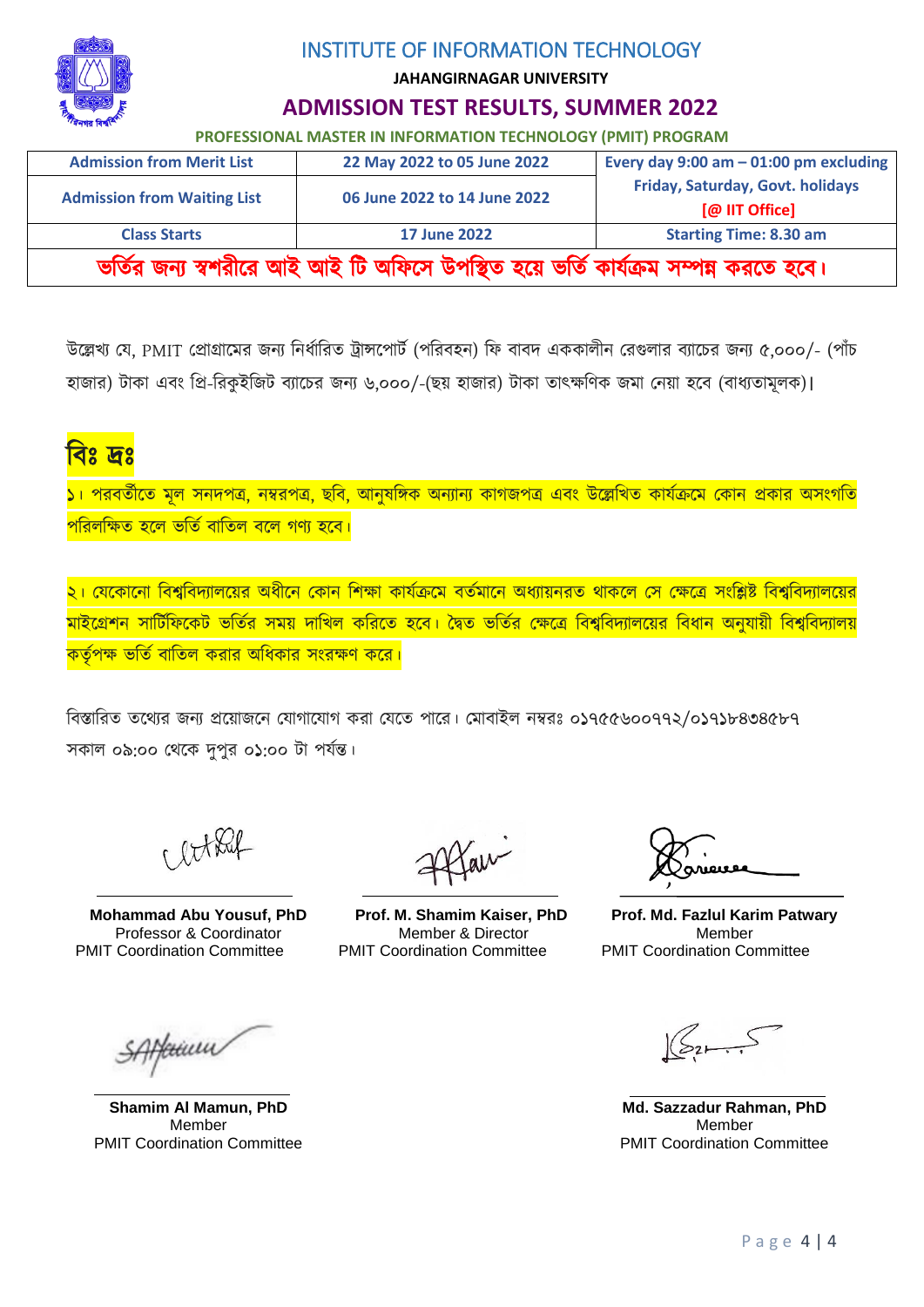# INSTITUTE OF INFORMATION TECHNOLOGY

**JAHANGIRNAGAR UNIVERSITY**

## ADMISSION TEST RESULTS, SUMMER 2022

**PROFESSIONAL MASTER IN INFORMATION TECHNOLOGY (PMIT) PROGRAM**

| | | |
|---|---|---|
| **Admission from Merit List** | **22 May 2022 to 05 June 2022** | **Every day 9:00 am – 01:00 pm excluding Friday, Saturday, Govt. holidays [@ IIT Office]** |
| **Admission from Waiting List** | **06 June 2022 to 14 June 2022** | |
| **Class Starts** | **17 June 2022** | **Starting Time: 8.30 am** |

**ভর্তির জন্য স্বশরীরে আই আই টি অফিসে উপস্থিত হয়ে ভর্তি কার্যক্রম সম্পন্ন করতে হবে।**

উল্লেখ্য যে, PMIT প্রোগ্রামের জন্য নির্ধারিত ট্রান্সপোর্ট (পরিবহন) ফি বাবদ এককালীন রেগুলার ব্যাচের জন্য ৫,০০০/- (পাঁচ হাজার) টাকা এবং প্রি-রিকুইজিট ব্যাচের জন্য ৬,০০০/-(ছয় হাজার) টাকা তাৎক্ষণিক জমা নেয়া হবে (বাধ্যতামূলক)।

## বিঃ দ্রঃ

১। পরবর্তীতে মূল সনদপত্র, নম্বরপত্র, ছবি, আনুষঙ্গিক অন্যান্য কাগজপত্র এবং উল্লেখিত কার্যক্রমে কোন প্রকার অসংগতি পরিলক্ষিত হলে ভর্তি বাতিল বলে গণ্য হবে।

২। যেকোনো বিশ্ববিদ্যালয়ের অধীনে কোন শিক্ষা কার্যক্রমে বর্তমানে অধ্যায়নরত থাকলে সে ক্ষেত্রে সংশ্লিষ্ট বিশ্ববিদ্যালয়ের মাইগ্রেশন সার্টিফিকেট ভর্তির সময় দাখিল করিতে হবে। দ্বৈত ভর্তির ক্ষেত্রে বিশ্ববিদ্যালয়ের বিধান অনুযায়ী বিশ্ববিদ্যালয় কর্তৃপক্ষ ভর্তি বাতিল করার অধিকার সংরক্ষণ করে।

বিস্তারিত তথ্যের জন্য প্রয়োজনে যোগাযোগ করা যেতে পারে। মোবাইল নম্বরঃ ০১৭৫৫৬০০৭৭২/০১৭১৮৪৩৪৫৮৭ সকাল ০৯:০০ থেকে দুপুর ০১:০০ টা পর্যন্ত।

**Mohammad Abu Yousuf, PhD**
Professor & Coordinator
PMIT Coordination Committee

**Prof. M. Shamim Kaiser, PhD**
Member & Director
PMIT Coordination Committee

**Prof. Md. Fazlul Karim Patwary**
Member
PMIT Coordination Committee

**Shamim Al Mamun, PhD**
Member
PMIT Coordination Committee

**Md. Sazzadur Rahman, PhD**
Member
PMIT Coordination Committee